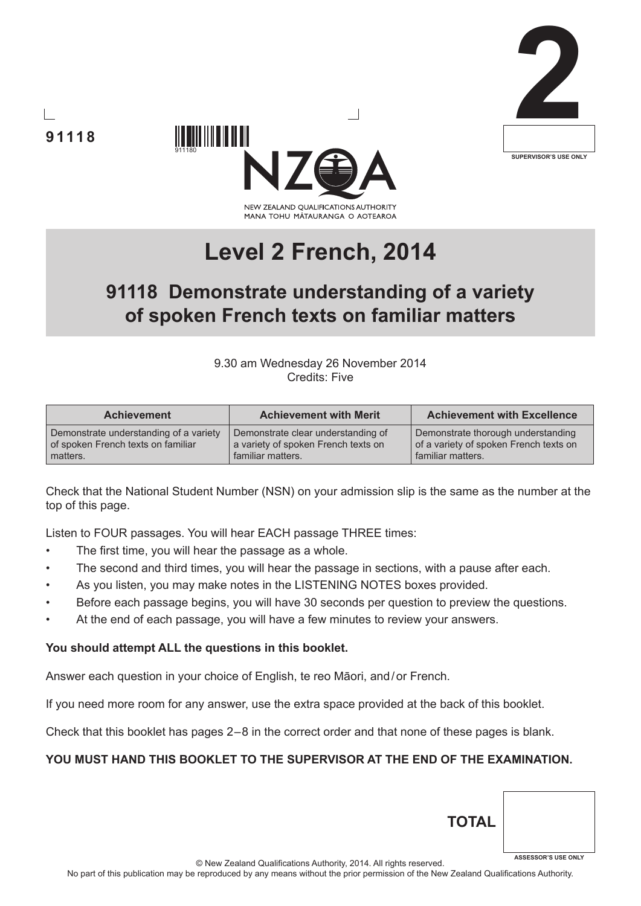91118

911180

2

SUPERVISOR'S USE ONLY

NEW ZEALAND QUALIFICATIONS AUTHORITY
MANA TOHU MĀTAURANGA O AOTEAROA

# Level 2 French, 2014

## 91118 Demonstrate understanding of a variety of spoken French texts on familiar matters

9.30 am Wednesday 26 November 2014
Credits: Five

| Achievement | Achievement with Merit | Achievement with Excellence |
| --- | --- | --- |
| Demonstrate understanding of a variety of spoken French texts on familiar matters. | Demonstrate clear understanding of a variety of spoken French texts on familiar matters. | Demonstrate thorough understanding of a variety of spoken French texts on familiar matters. |

Check that the National Student Number (NSN) on your admission slip is the same as the number at the top of this page.

Listen to FOUR passages. You will hear EACH passage THREE times:

- The first time, you will hear the passage as a whole.
- The second and third times, you will hear the passage in sections, with a pause after each.
- As you listen, you may make notes in the LISTENING NOTES boxes provided.
- Before each passage begins, you will have 30 seconds per question to preview the questions.
- At the end of each passage, you will have a few minutes to review your answers.

**You should attempt ALL the questions in this booklet.**

Answer each question in your choice of English, te reo Māori, and / or French.

If you need more room for any answer, use the extra space provided at the back of this booklet.

Check that this booklet has pages 2 – 8 in the correct order and that none of these pages is blank.

**YOU MUST HAND THIS BOOKLET TO THE SUPERVISOR AT THE END OF THE EXAMINATION.**

**TOTAL**

ASSESSOR'S USE ONLY

© New Zealand Qualifications Authority, 2014. All rights reserved.
No part of this publication may be reproduced by any means without the prior permission of the New Zealand Qualifications Authority.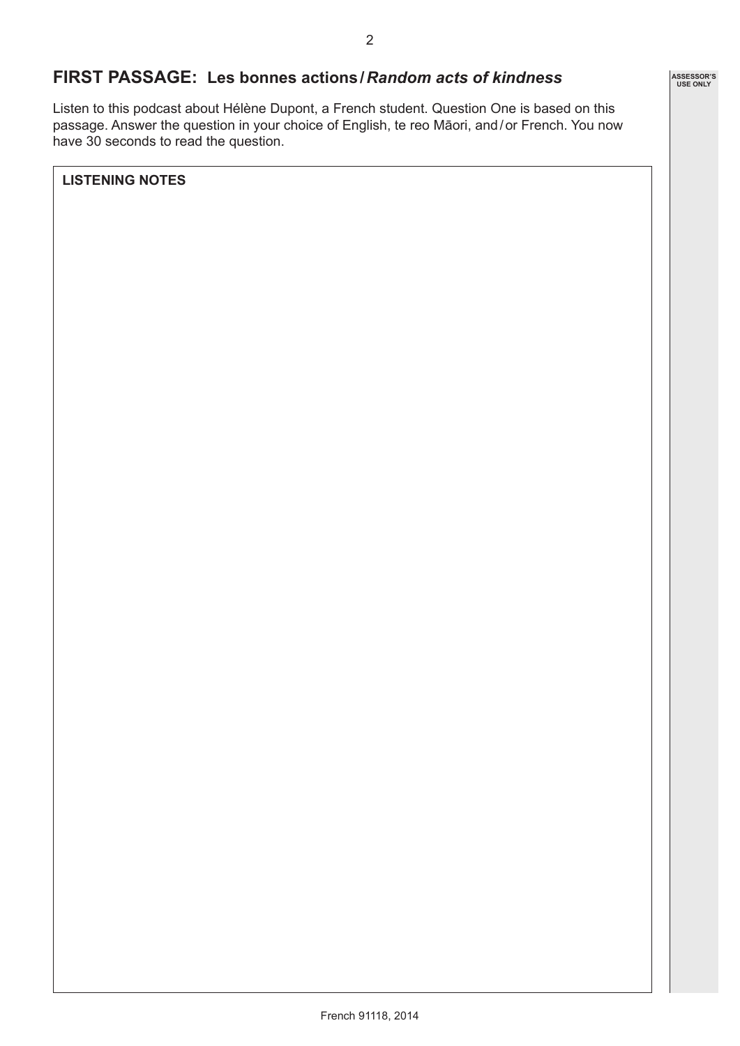## FIRST PASSAGE: Les bonnes actions / *Random acts of kindness*

Listen to this podcast about Hélène Dupont, a French student. Question One is based on this passage. Answer the question in your choice of English, te reo Māori, and / or French. You now have 30 seconds to read the question.

**LISTENING NOTES**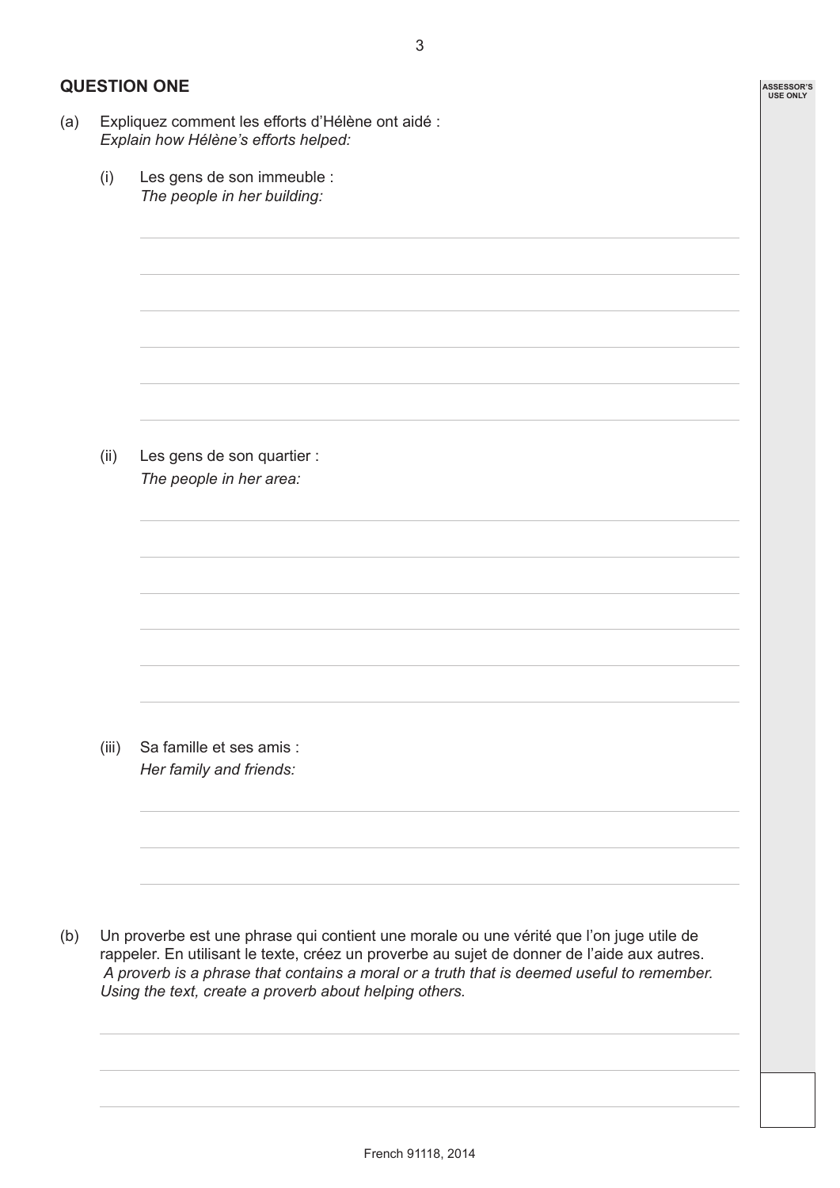## QUESTION ONE

(a) Expliquez comment les efforts d'Hélène ont aidé :
*Explain how Hélène's efforts helped:*

(i) Les gens de son immeuble :
*The people in her building:*

(ii) Les gens de son quartier :
*The people in her area:*

(iii) Sa famille et ses amis :
*Her family and friends:*

(b) Un proverbe est une phrase qui contient une morale ou une vérité que l'on juge utile de rappeler. En utilisant le texte, créez un proverbe au sujet de donner de l'aide aux autres.
*A proverb is a phrase that contains a moral or a truth that is deemed useful to remember. Using the text, create a proverb about helping others.*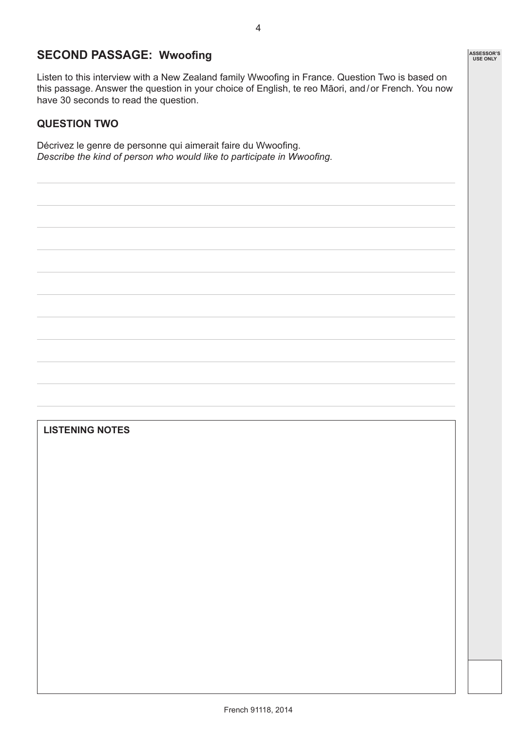## SECOND PASSAGE: Wwoofing

Listen to this interview with a New Zealand family Wwoofing in France. Question Two is based on this passage. Answer the question in your choice of English, te reo Māori, and / or French. You now have 30 seconds to read the question.

### QUESTION TWO

Décrivez le genre de personne qui aimerait faire du Wwoofing.
*Describe the kind of person who would like to participate in Wwoofing.*

**LISTENING NOTES**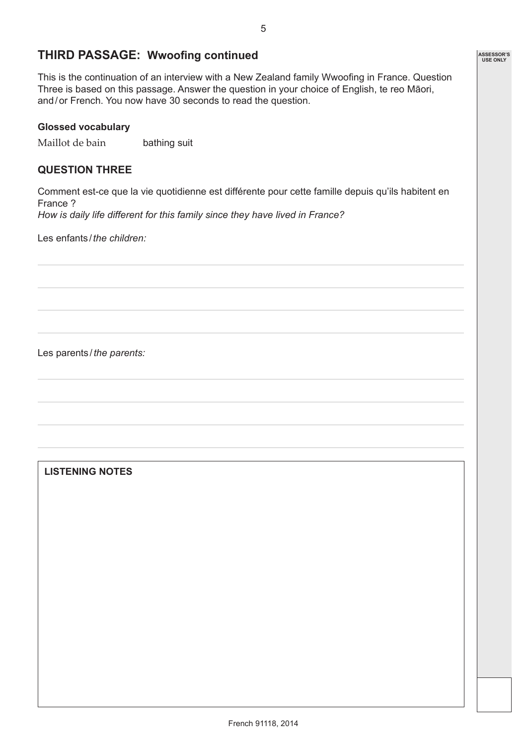## THIRD PASSAGE: Wwoofing continued

This is the continuation of an interview with a New Zealand family Wwoofing in France. Question Three is based on this passage. Answer the question in your choice of English, te reo Māori, and/or French. You now have 30 seconds to read the question.

**Glossed vocabulary**

Maillot de bain    bathing suit

### QUESTION THREE

Comment est-ce que la vie quotidienne est différente pour cette famille depuis qu'ils habitent en France ?
*How is daily life different for this family since they have lived in France?*

Les enfants / *the children:*

Les parents / *the parents:*

**LISTENING NOTES**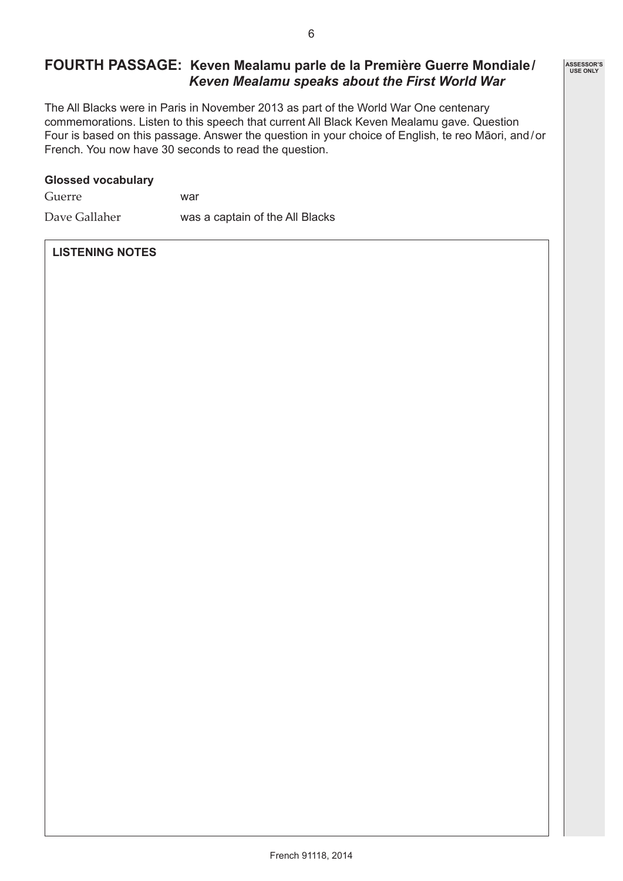## FOURTH PASSAGE: Keven Mealamu parle de la Première Guerre Mondiale / *Keven Mealamu speaks about the First World War*

The All Blacks were in Paris in November 2013 as part of the World War One centenary commemorations. Listen to this speech that current All Black Keven Mealamu gave. Question Four is based on this passage. Answer the question in your choice of English, te reo Māori, and / or French. You now have 30 seconds to read the question.

**Glossed vocabulary**

| | |
|---|---|
| Guerre | war |
| Dave Gallaher | was a captain of the All Blacks |

**LISTENING NOTES**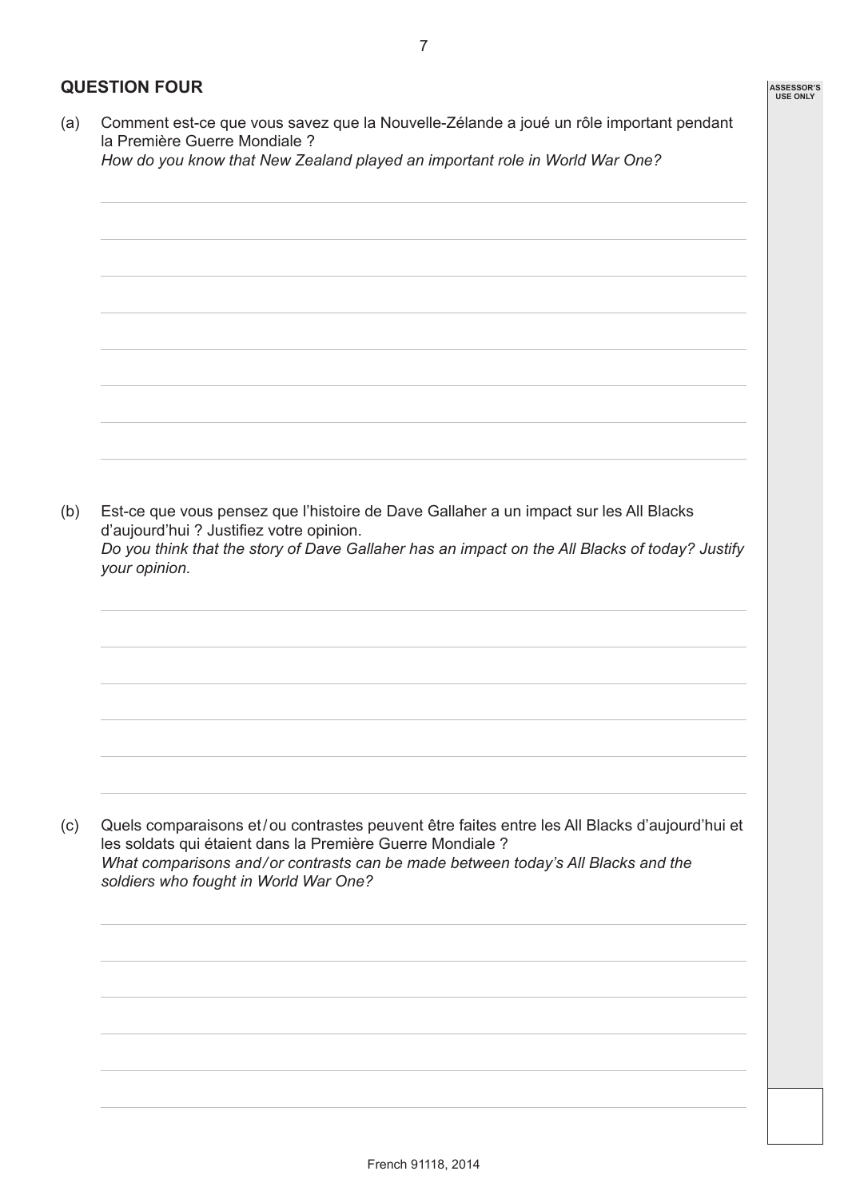## QUESTION FOUR

(a) Comment est-ce que vous savez que la Nouvelle-Zélande a joué un rôle important pendant la Première Guerre Mondiale ?
*How do you know that New Zealand played an important role in World War One?*

(b) Est-ce que vous pensez que l'histoire de Dave Gallaher a un impact sur les All Blacks d'aujourd'hui ? Justifiez votre opinion.
*Do you think that the story of Dave Gallaher has an impact on the All Blacks of today? Justify your opinion.*

(c) Quels comparaisons et / ou contrastes peuvent être faites entre les All Blacks d'aujourd'hui et les soldats qui étaient dans la Première Guerre Mondiale ?
*What comparisons and / or contrasts can be made between today's All Blacks and the soldiers who fought in World War One?*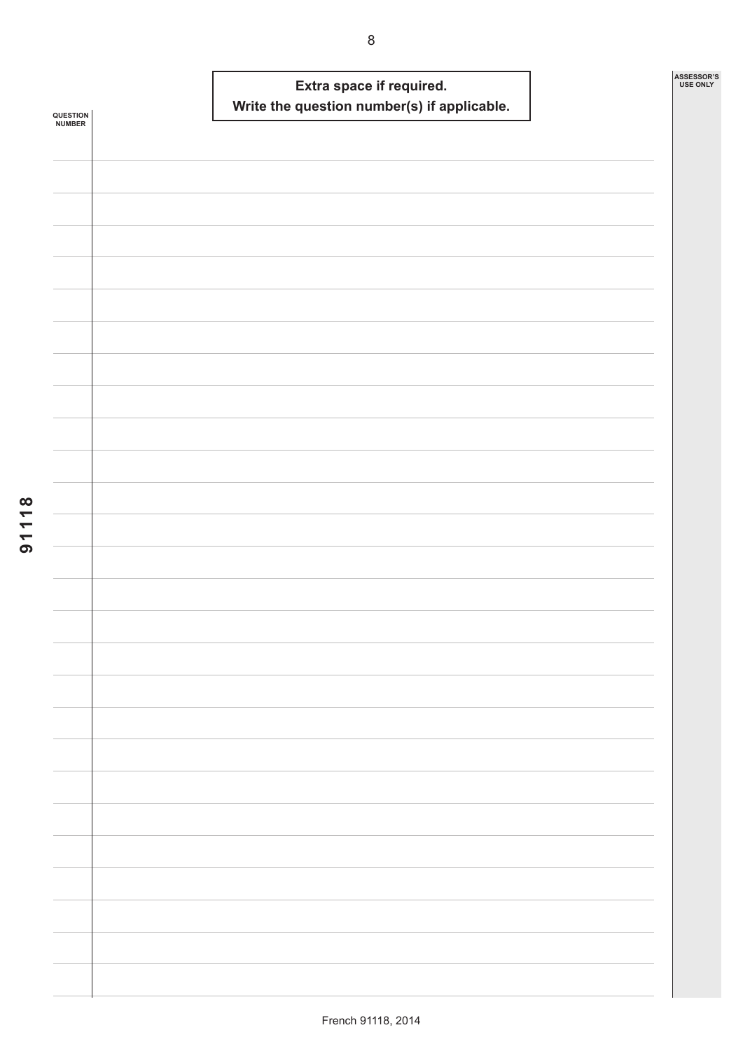**Extra space if required.**
**Write the question number(s) if applicable.**

QUESTION NUMBER

ASSESSOR'S USE ONLY

91118